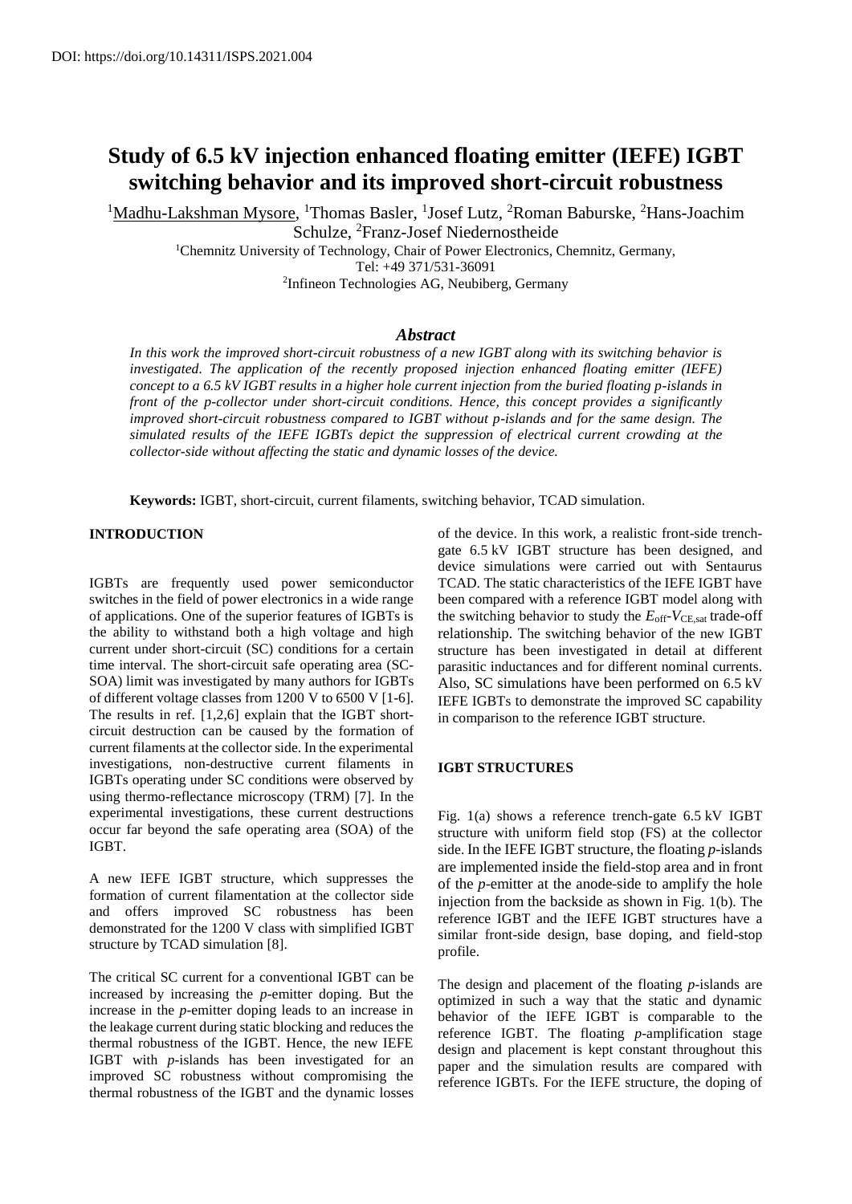DOI: https://doi.org/10.14311/ISPS.2021.004

# Study of 6.5 kV injection enhanced floating emitter (IEFE) IGBT switching behavior and its improved short-circuit robustness

[1]Madhu-Lakshman Mysore, [1]Thomas Basler, [1]Josef Lutz, [2]Roman Baburske, [2]Hans-Joachim Schulze, [2]Franz-Josef Niedernostheide

[1]Chemnitz University of Technology, Chair of Power Electronics, Chemnitz, Germany,
Tel: +49 371/531-36091
[2]Infineon Technologies AG, Neubiberg, Germany

## *Abstract*

*In this work the improved short-circuit robustness of a new IGBT along with its switching behavior is investigated. The application of the recently proposed injection enhanced floating emitter (IEFE) concept to a 6.5 kV IGBT results in a higher hole current injection from the buried floating p-islands in front of the p-collector under short-circuit conditions. Hence, this concept provides a significantly improved short-circuit robustness compared to IGBT without p-islands and for the same design. The simulated results of the IEFE IGBTs depict the suppression of electrical current crowding at the collector-side without affecting the static and dynamic losses of the device.*

**Keywords:** IGBT, short-circuit, current filaments, switching behavior, TCAD simulation.

## INTRODUCTION

IGBTs are frequently used power semiconductor switches in the field of power electronics in a wide range of applications. One of the superior features of IGBTs is the ability to withstand both a high voltage and high current under short-circuit (SC) conditions for a certain time interval. The short-circuit safe operating area (SC-SOA) limit was investigated by many authors for IGBTs of different voltage classes from 1200 V to 6500 V [1-6]. The results in ref. [1,2,6] explain that the IGBT short-circuit destruction can be caused by the formation of current filaments at the collector side. In the experimental investigations, non-destructive current filaments in IGBTs operating under SC conditions were observed by using thermo-reflectance microscopy (TRM) [7]. In the experimental investigations, these current destructions occur far beyond the safe operating area (SOA) of the IGBT.

A new IEFE IGBT structure, which suppresses the formation of current filamentation at the collector side and offers improved SC robustness has been demonstrated for the 1200 V class with simplified IGBT structure by TCAD simulation [8].

The critical SC current for a conventional IGBT can be increased by increasing the *p*-emitter doping. But the increase in the *p*-emitter doping leads to an increase in the leakage current during static blocking and reduces the thermal robustness of the IGBT. Hence, the new IEFE IGBT with *p*-islands has been investigated for an improved SC robustness without compromising the thermal robustness of the IGBT and the dynamic losses of the device. In this work, a realistic front-side trench-gate 6.5 kV IGBT structure has been designed, and device simulations were carried out with Sentaurus TCAD. The static characteristics of the IEFE IGBT have been compared with a reference IGBT model along with the switching behavior to study the $E_{\text{off}}$-$V_{\text{CE,sat}}$ trade-off relationship. The switching behavior of the new IGBT structure has been investigated in detail at different parasitic inductances and for different nominal currents. Also, SC simulations have been performed on 6.5 kV IEFE IGBTs to demonstrate the improved SC capability in comparison to the reference IGBT structure.

## IGBT STRUCTURES

Fig. 1(a) shows a reference trench-gate 6.5 kV IGBT structure with uniform field stop (FS) at the collector side. In the IEFE IGBT structure, the floating *p*-islands are implemented inside the field-stop area and in front of the *p*-emitter at the anode-side to amplify the hole injection from the backside as shown in Fig. 1(b). The reference IGBT and the IEFE IGBT structures have a similar front-side design, base doping, and field-stop profile.

The design and placement of the floating *p*-islands are optimized in such a way that the static and dynamic behavior of the IEFE IGBT is comparable to the reference IGBT. The floating *p*-amplification stage design and placement is kept constant throughout this paper and the simulation results are compared with reference IGBTs. For the IEFE structure, the doping of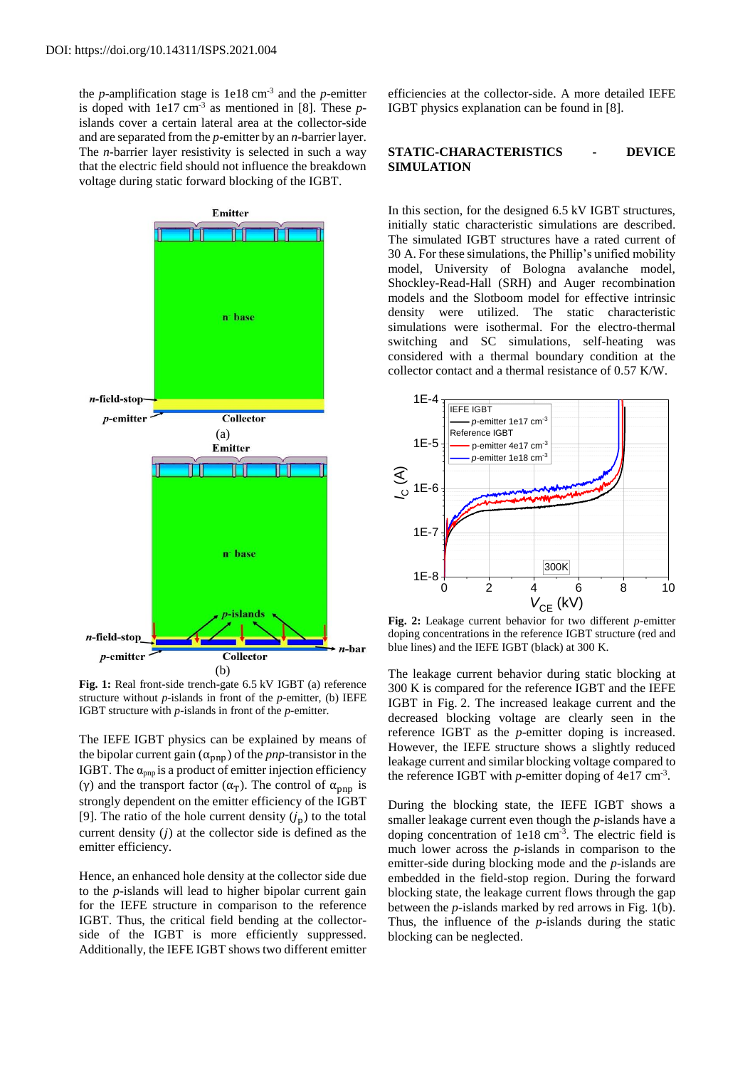DOI: https://doi.org/10.14311/ISPS.2021.004

the *p*-amplification stage is 1e18 cm$^{-3}$ and the *p*-emitter is doped with 1e17 cm$^{-3}$ as mentioned in [8]. These *p*-islands cover a certain lateral area at the collector-side and are separated from the *p*-emitter by an *n*-barrier layer. The *n*-barrier layer resistivity is selected in such a way that the electric field should not influence the breakdown voltage during static forward blocking of the IGBT.

**Fig. 1:** Real front-side trench-gate 6.5 kV IGBT (a) reference structure without *p*-islands in front of the *p*-emitter, (b) IEFE IGBT structure with *p*-islands in front of the *p*-emitter.

The IEFE IGBT physics can be explained by means of the bipolar current gain ($\alpha_{pnp}$) of the *pnp*-transistor in the IGBT. The $\alpha_{pnp}$ is a product of emitter injection efficiency ($\gamma$) and the transport factor ($\alpha_T$). The control of $\alpha_{pnp}$ is strongly dependent on the emitter efficiency of the IGBT [9]. The ratio of the hole current density ($j_p$) to the total current density ($j$) at the collector side is defined as the emitter efficiency.

Hence, an enhanced hole density at the collector side due to the *p*-islands will lead to higher bipolar current gain for the IEFE structure in comparison to the reference IGBT. Thus, the critical field bending at the collector-side of the IGBT is more efficiently suppressed. Additionally, the IEFE IGBT shows two different emitter efficiencies at the collector-side. A more detailed IEFE IGBT physics explanation can be found in [8].

## STATIC-CHARACTERISTICS - DEVICE SIMULATION

In this section, for the designed 6.5 kV IGBT structures, initially static characteristic simulations are described. The simulated IGBT structures have a rated current of 30 A. For these simulations, the Phillip's unified mobility model, University of Bologna avalanche model, Shockley-Read-Hall (SRH) and Auger recombination models and the Slotboom model for effective intrinsic density were utilized. The static characteristic simulations were isothermal. For the electro-thermal switching and SC simulations, self-heating was considered with a thermal boundary condition at the collector contact and a thermal resistance of 0.57 K/W.

**Fig. 2:** Leakage current behavior for two different *p*-emitter doping concentrations in the reference IGBT structure (red and blue lines) and the IEFE IGBT (black) at 300 K.

The leakage current behavior during static blocking at 300 K is compared for the reference IGBT and the IEFE IGBT in Fig. 2. The increased leakage current and the decreased blocking voltage are clearly seen in the reference IGBT as the *p*-emitter doping is increased. However, the IEFE structure shows a slightly reduced leakage current and similar blocking voltage compared to the reference IGBT with *p*-emitter doping of 4e17 cm$^{-3}$.

During the blocking state, the IEFE IGBT shows a smaller leakage current even though the *p*-islands have a doping concentration of 1e18 cm$^{-3}$. The electric field is much lower across the *p*-islands in comparison to the emitter-side during blocking mode and the *p*-islands are embedded in the field-stop region. During the forward blocking state, the leakage current flows through the gap between the *p*-islands marked by red arrows in Fig. 1(b). Thus, the influence of the *p*-islands during the static blocking can be neglected.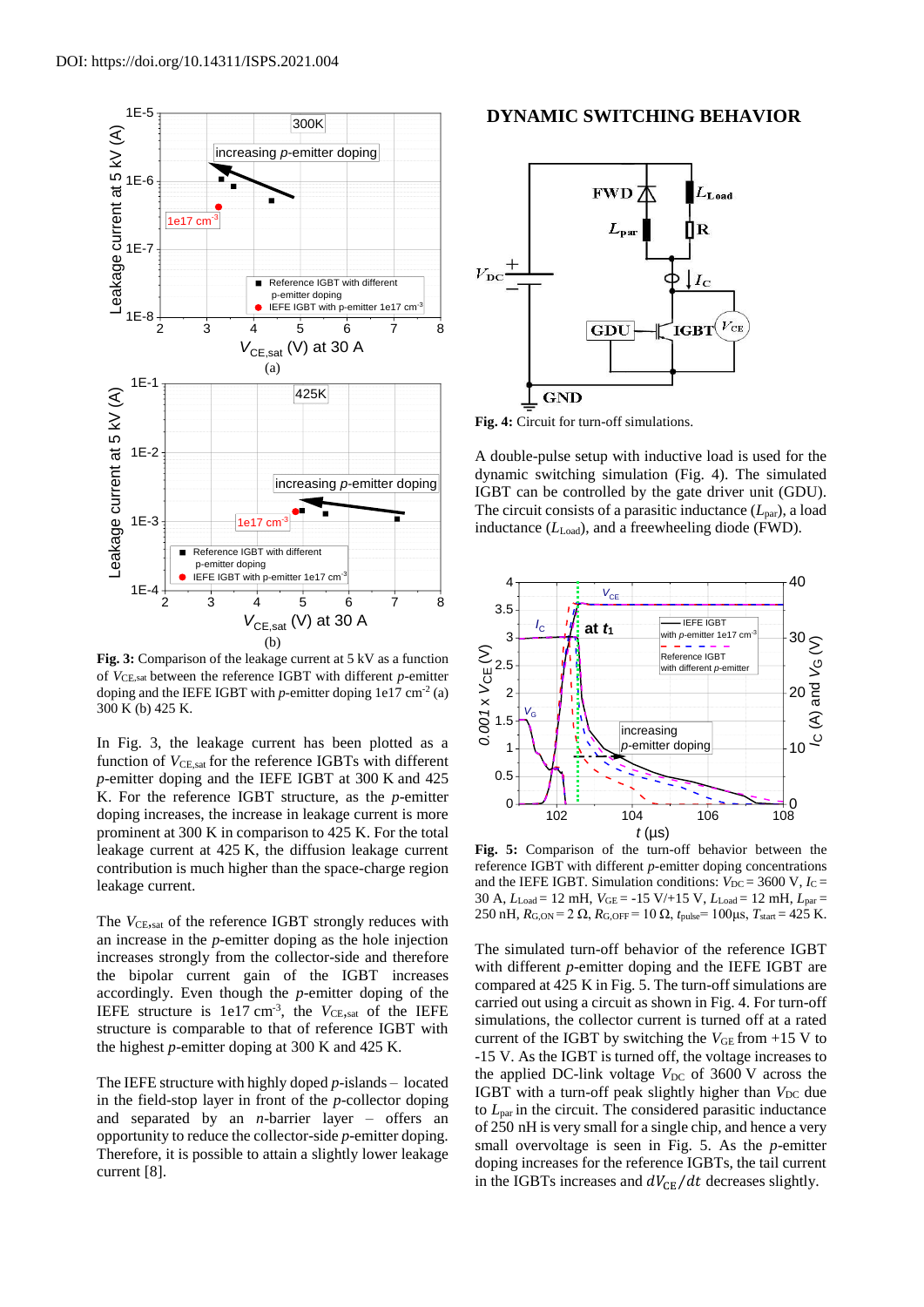DOI: https://doi.org/10.14311/ISPS.2021.004

**Fig. 3:** Comparison of the leakage current at 5 kV as a function of $V_{CE,sat}$ between the reference IGBT with different *p*-emitter doping and the IEFE IGBT with *p*-emitter doping 1e17 $cm^{-3}$ (a) 300 K (b) 425 K.

In Fig. 3, the leakage current has been plotted as a function of $V_{CE,sat}$ for the reference IGBTs with different *p*-emitter doping and the IEFE IGBT at 300 K and 425 K. For the reference IGBT structure, as the *p*-emitter doping increases, the increase in leakage current is more prominent at 300 K in comparison to 425 K. For the total leakage current at 425 K, the diffusion leakage current contribution is much higher than the space-charge region leakage current.

The $V_{CE,sat}$ of the reference IGBT strongly reduces with an increase in the *p*-emitter doping as the hole injection increases strongly from the collector-side and consequently the bipolar current gain of the IGBT increases accordingly. Even though the *p*-emitter doping of the IEFE structure is 1e17 $cm^{-3}$, the $V_{CE,sat}$ of the IEFE structure is comparable to that of reference IGBT with the highest *p*-emitter doping at 300 K and 425 K.

The IEFE structure with highly doped *p*-islands – located in the field-stop layer in front of the *p*-collector doping and separated by an *n*-barrier layer – offers an opportunity to reduce the collector-side *p*-emitter doping. Therefore, it is possible to attain a slightly lower leakage current [8].

## DYNAMIC SWITCHING BEHAVIOR

**Fig. 4:** Circuit for turn-off simulations.

A double-pulse setup with inductive load is used for the dynamic switching simulation (Fig. 4). The simulated IGBT can be controlled by the gate driver unit (GDU). The circuit consists of a parasitic inductance ($L_{par}$), a load inductance ($L_{Load}$), and a freewheeling diode (FWD).

**Fig. 5:** Comparison of the turn-off behavior between the reference IGBT with different *p*-emitter doping concentrations and the IEFE IGBT. Simulation conditions: $V_{DC}$ = 3600 V, $I_C$ = 30 A, $L_{Load}$ = 12 mH, $V_{GE}$ = -15 V/+15 V, $L_{Load}$ = 12 mH, $L_{par}$ = 250 nH, $R_{G,ON}$ = 2 Ω, $R_{G,OFF}$ = 10 Ω, $t_{pulse}$ = 100µs, $T_{start}$ = 425 K.

The simulated turn-off behavior of the reference IGBT with different *p*-emitter doping and the IEFE IGBT are compared at 425 K in Fig. 5. The turn-off simulations are carried out using a circuit as shown in Fig. 4. For turn-off simulations, the collector current is turned off at a rated current of the IGBT by switching the $V_{GE}$ from +15 V to -15 V. As the IGBT is turned off, the voltage increases to the applied DC-link voltage $V_{DC}$ of 3600 V across the IGBT with a turn-off peak slightly higher than $V_{DC}$ due to $L_{par}$ in the circuit. The considered parasitic inductance of 250 nH is very small for a single chip, and hence a very small overvoltage is seen in Fig. 5. As the *p*-emitter doping increases for the reference IGBTs, the tail current in the IGBTs increases and $dV_{CE}/dt$ decreases slightly.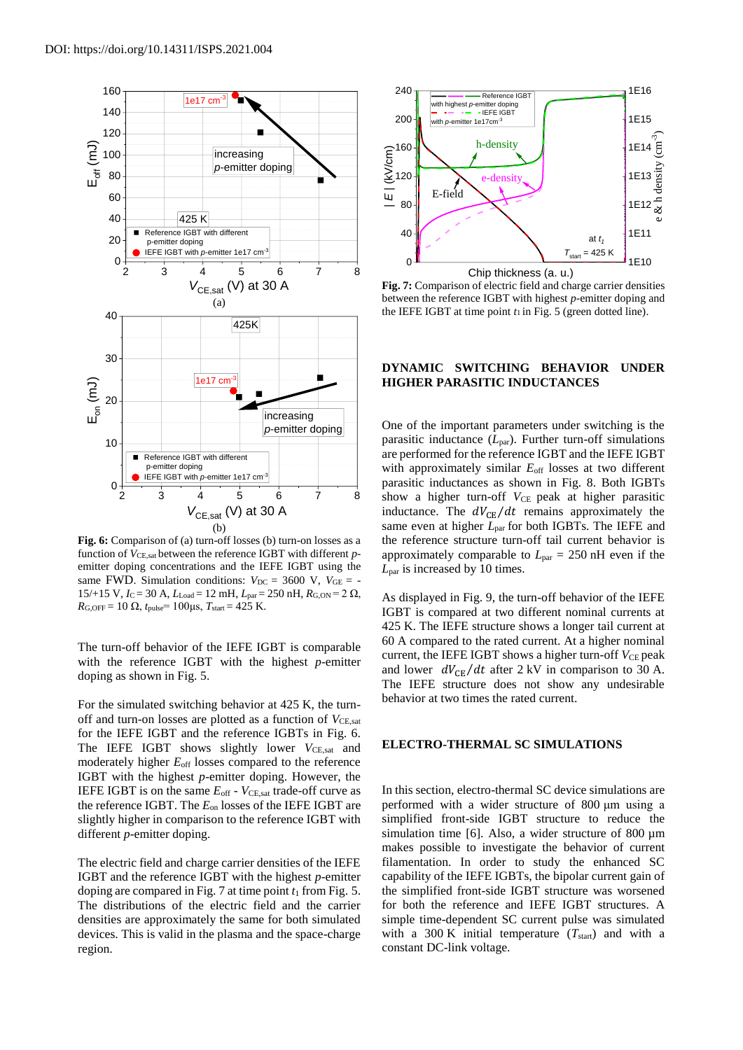DOI: https://doi.org/10.14311/ISPS.2021.004

**Fig. 6:** Comparison of (a) turn-off losses (b) turn-on losses as a function of $V_{CE,sat}$ between the reference IGBT with different *p*-emitter doping concentrations and the IEFE IGBT using the same FWD. Simulation conditions: $V_{DC}$ = 3600 V, $V_{GE}$ = -15/+15 V, $I_C$ = 30 A, $L_{Load}$ = 12 mH, $L_{par}$ = 250 nH, $R_{G,ON}$ = 2 Ω, $R_{G,OFF}$ = 10 Ω, $t_{pulse}$ = 100µs, $T_{start}$ = 425 K.

The turn-off behavior of the IEFE IGBT is comparable with the reference IGBT with the highest *p*-emitter doping as shown in Fig. 5.

For the simulated switching behavior at 425 K, the turn-off and turn-on losses are plotted as a function of $V_{CE,sat}$ for the IEFE IGBT and the reference IGBTs in Fig. 6. The IEFE IGBT shows slightly lower $V_{CE,sat}$ and moderately higher $E_{off}$ losses compared to the reference IGBT with the highest *p*-emitter doping. However, the IEFE IGBT is on the same $E_{off}$ - $V_{CE,sat}$ trade-off curve as the reference IGBT. The $E_{on}$ losses of the IEFE IGBT are slightly higher in comparison to the reference IGBT with different *p*-emitter doping.

The electric field and charge carrier densities of the IEFE IGBT and the reference IGBT with the highest *p*-emitter doping are compared in Fig. 7 at time point $t_1$ from Fig. 5. The distributions of the electric field and the carrier densities are approximately the same for both simulated devices. This is valid in the plasma and the space-charge region.

**Fig. 7:** Comparison of electric field and charge carrier densities between the reference IGBT with highest *p*-emitter doping and the IEFE IGBT at time point $t_1$ in Fig. 5 (green dotted line).

## DYNAMIC SWITCHING BEHAVIOR UNDER HIGHER PARASITIC INDUCTANCES

One of the important parameters under switching is the parasitic inductance ($L_{par}$). Further turn-off simulations are performed for the reference IGBT and the IEFE IGBT with approximately similar $E_{off}$ losses at two different parasitic inductances as shown in Fig. 8. Both IGBTs show a higher turn-off $V_{CE}$ peak at higher parasitic inductance. The $dV_{CE}/dt$ remains approximately the same even at higher $L_{par}$ for both IGBTs. The IEFE and the reference structure turn-off tail current behavior is approximately comparable to $L_{par}$ = 250 nH even if the $L_{par}$ is increased by 10 times.

As displayed in Fig. 9, the turn-off behavior of the IEFE IGBT is compared at two different nominal currents at 425 K. The IEFE structure shows a longer tail current at 60 A compared to the rated current. At a higher nominal current, the IEFE IGBT shows a higher turn-off $V_{CE}$ peak and lower $dV_{CE}/dt$ after 2 kV in comparison to 30 A. The IEFE structure does not show any undesirable behavior at two times the rated current.

## ELECTRO-THERMAL SC SIMULATIONS

In this section, electro-thermal SC device simulations are performed with a wider structure of 800 µm using a simplified front-side IGBT structure to reduce the simulation time [6]. Also, a wider structure of 800 µm makes possible to investigate the behavior of current filamentation. In order to study the enhanced SC capability of the IEFE IGBTs, the bipolar current gain of the simplified front-side IGBT structure was worsened for both the reference and IEFE IGBT structures. A simple time-dependent SC current pulse was simulated with a 300 K initial temperature ($T_{start}$) and with a constant DC-link voltage.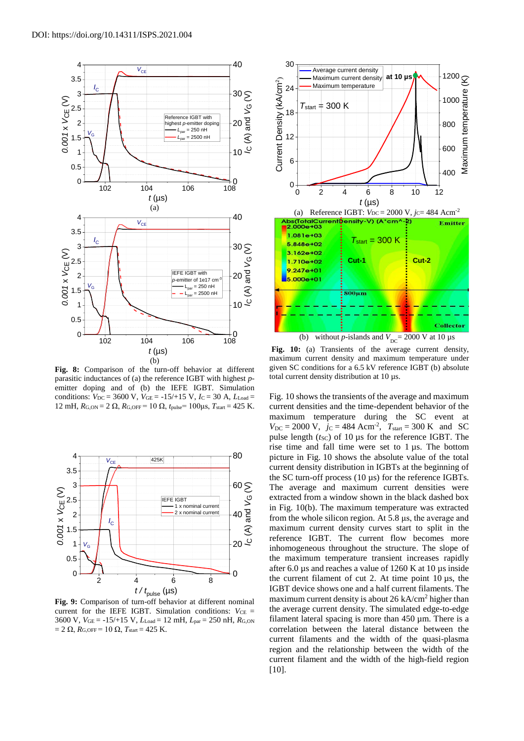DOI: https://doi.org/10.14311/ISPS.2021.004

**Fig. 8:** Comparison of the turn-off behavior at different parasitic inductances of (a) the reference IGBT with highest *p*-emitter doping and of (b) the IEFE IGBT. Simulation conditions: $V_{DC}$ = 3600 V, $V_{GE}$ = -15/+15 V, $I_C$ = 30 A, $L_{Load}$ = 12 mH, $R_{G,ON}$ = 2 Ω, $R_{G,OFF}$ = 10 Ω, $t_{pulse}$= 100μs, $T_{start}$ = 425 K.

**Fig. 9:** Comparison of turn-off behavior at different nominal current for the IEFE IGBT. Simulation conditions: $V_{CE}$ = 3600 V, $V_{GE}$ = -15/+15 V, $L_{Load}$ = 12 mH, $L_{par}$ = 250 nH, $R_{G,ON}$ = 2 Ω, $R_{G,OFF}$ = 10 Ω, $T_{start}$ = 425 K.

(a) Reference IGBT: $V_{DC}$ = 2000 V, $j_C$= 484 Acm$^{-2}$

(b) without *p*-islands and $V_{DC}$ = 2000 V at 10 μs

**Fig. 10:** (a) Transients of the average current density, maximum current density and maximum temperature under given SC conditions for a 6.5 kV reference IGBT (b) absolute total current density distribution at 10 μs.

Fig. 10 shows the transients of the average and maximum current densities and the time-dependent behavior of the maximum temperature during the SC event at $V_{DC}$ = 2000 V, $j_C$ = 484 Acm$^{-2}$, $T_{start}$ = 300 K and SC pulse length ($t_{SC}$) of 10 μs for the reference IGBT. The rise time and fall time were set to 1 μs. The bottom picture in Fig. 10 shows the absolute value of the total current density distribution in IGBTs at the beginning of the SC turn-off process (10 μs) for the reference IGBTs. The average and maximum current densities were extracted from a window shown in the black dashed box in Fig. 10(b). The maximum temperature was extracted from the whole silicon region. At 5.8 μs, the average and maximum current density curves start to split in the reference IGBT. The current flow becomes more inhomogeneous throughout the structure. The slope of the maximum temperature transient increases rapidly after 6.0 μs and reaches a value of 1260 K at 10 μs inside the current filament of cut 2. At time point 10 μs, the IGBT device shows one and a half current filaments. The maximum current density is about 26 kA/cm$^2$ higher than the average current density. The simulated edge-to-edge filament lateral spacing is more than 450 μm. There is a correlation between the lateral distance between the current filaments and the width of the quasi-plasma region and the relationship between the width of the current filament and the width of the high-field region [10].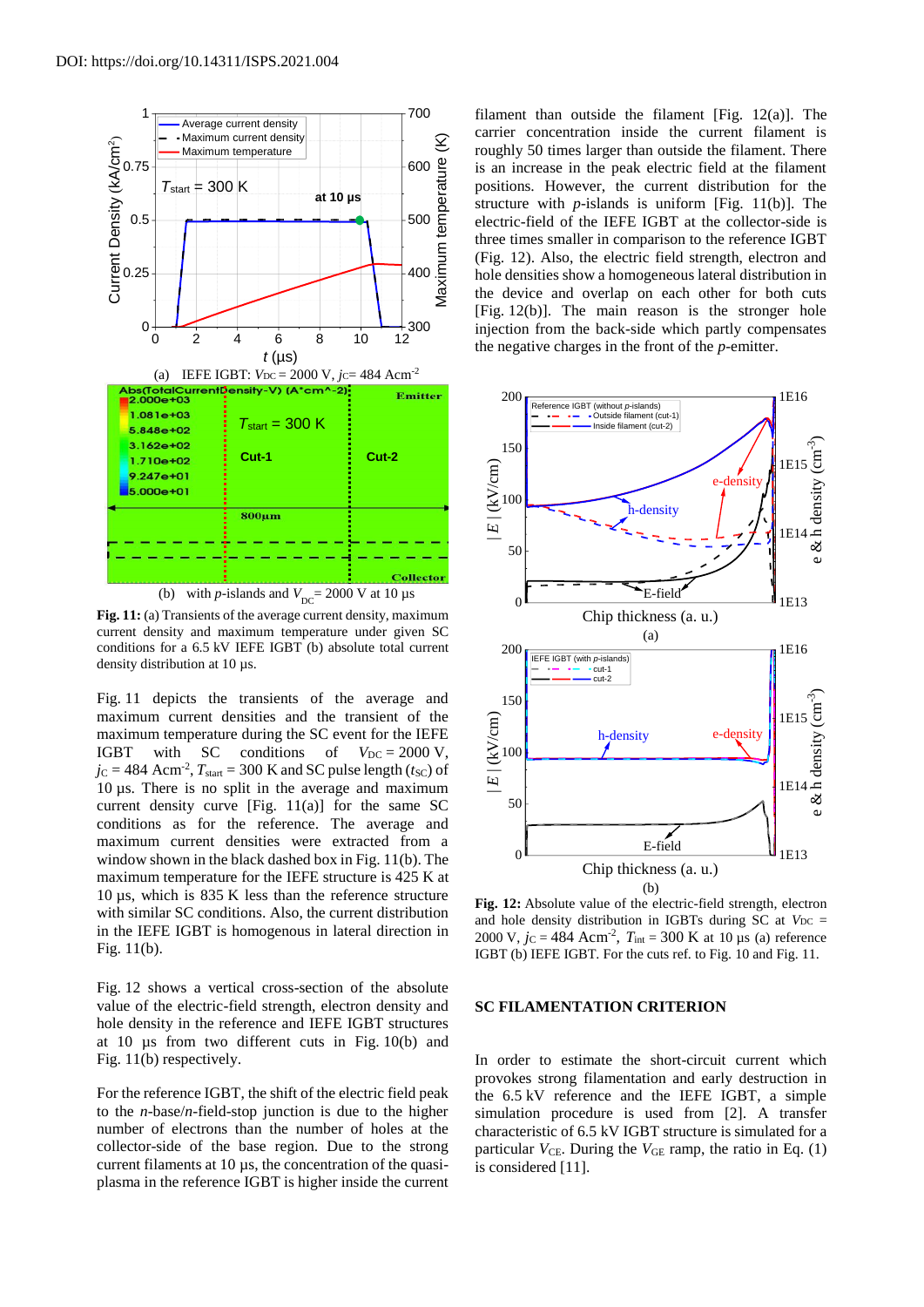DOI: https://doi.org/10.14311/ISPS.2021.004

(a) IEFE IGBT: $V_{DC}$ = 2000 V, $j_C$= 484 Acm$^{-2}$

(b) with *p*-islands and $V_{DC}$ = 2000 V at 10 µs

**Fig. 11:** (a) Transients of the average current density, maximum current density and maximum temperature under given SC conditions for a 6.5 kV IEFE IGBT (b) absolute total current density distribution at 10 µs.

Fig. 11 depicts the transients of the average and maximum current densities and the transient of the maximum temperature during the SC event for the IEFE IGBT with SC conditions of $V_{DC}$ = 2000 V, $j_C$ = 484 Acm$^{-2}$, $T_{start}$ = 300 K and SC pulse length ($t_{SC}$) of 10 µs. There is no split in the average and maximum current density curve [Fig. 11(a)] for the same SC conditions as for the reference. The average and maximum current densities were extracted from a window shown in the black dashed box in Fig. 11(b). The maximum temperature for the IEFE structure is 425 K at 10 µs, which is 835 K less than the reference structure with similar SC conditions. Also, the current distribution in the IEFE IGBT is homogenous in lateral direction in Fig. 11(b).

Fig. 12 shows a vertical cross-section of the absolute value of the electric-field strength, electron density and hole density in the reference and IEFE IGBT structures at 10 µs from two different cuts in Fig. 10(b) and Fig. 11(b) respectively.

For the reference IGBT, the shift of the electric field peak to the *n*-base/*n*-field-stop junction is due to the higher number of electrons than the number of holes at the collector-side of the base region. Due to the strong current filaments at 10 µs, the concentration of the quasi-plasma in the reference IGBT is higher inside the current filament than outside the filament [Fig. 12(a)]. The carrier concentration inside the current filament is roughly 50 times larger than outside the filament. There is an increase in the peak electric field at the filament positions. However, the current distribution for the structure with *p*-islands is uniform [Fig. 11(b)]. The electric-field of the IEFE IGBT at the collector-side is three times smaller in comparison to the reference IGBT (Fig. 12). Also, the electric field strength, electron and hole densities show a homogeneous lateral distribution in the device and overlap on each other for both cuts [Fig. 12(b)]. The main reason is the stronger hole injection from the back-side which partly compensates the negative charges in the front of the *p*-emitter.

(a)

(b)

**Fig. 12:** Absolute value of the electric-field strength, electron and hole density distribution in IGBTs during SC at $V_{DC}$ = 2000 V, $j_C$ = 484 Acm$^{-2}$, $T_{int}$ = 300 K at 10 µs (a) reference IGBT (b) IEFE IGBT. For the cuts ref. to Fig. 10 and Fig. 11.

## SC FILAMENTATION CRITERION

In order to estimate the short-circuit current which provokes strong filamentation and early destruction in the 6.5 kV reference and the IEFE IGBT, a simple simulation procedure is used from [2]. A transfer characteristic of 6.5 kV IGBT structure is simulated for a particular $V_{CE}$. During the $V_{GE}$ ramp, the ratio in Eq. (1) is considered [11].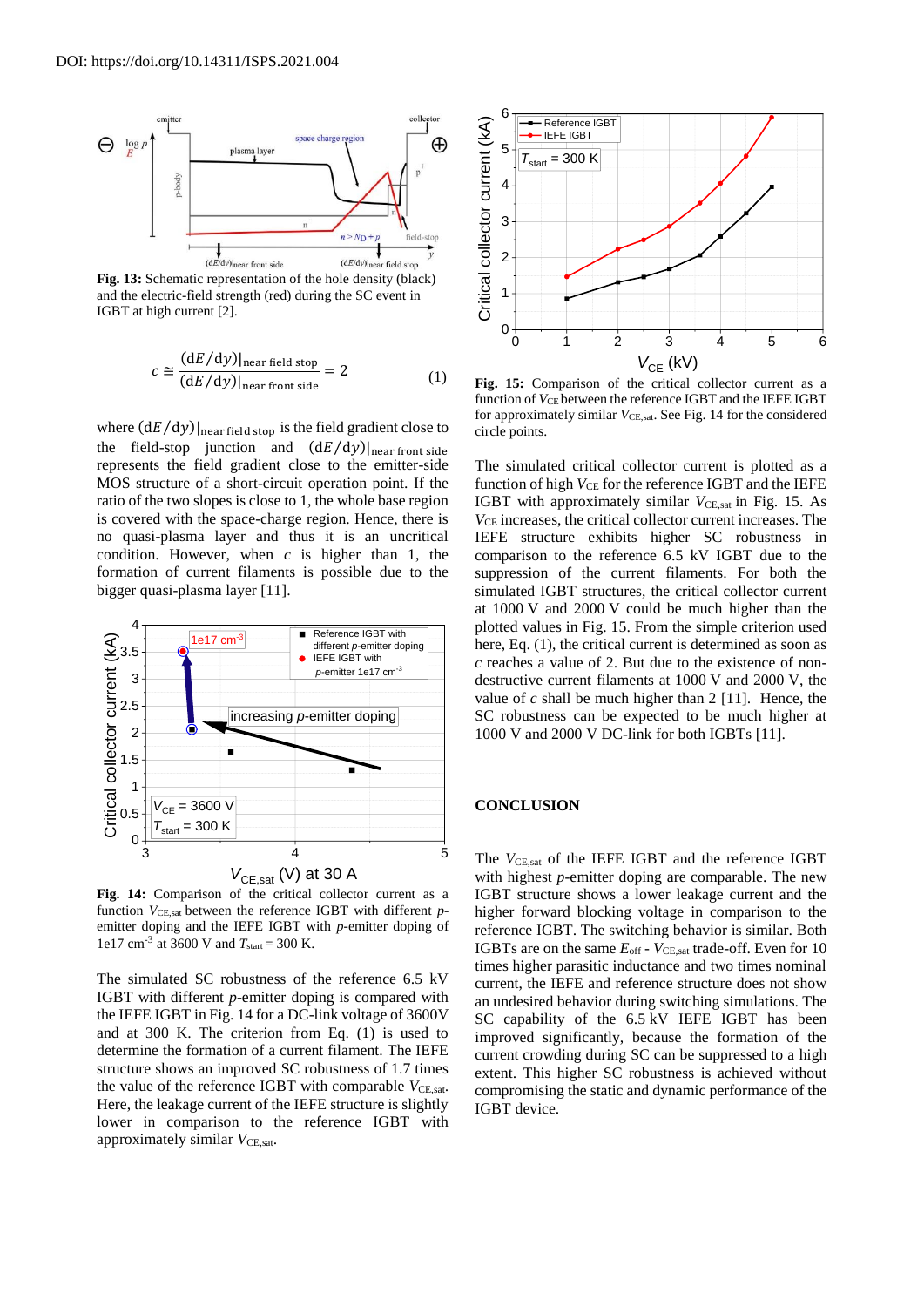DOI: https://doi.org/10.14311/ISPS.2021.004

**Fig. 13:** Schematic representation of the hole density (black) and the electric-field strength (red) during the SC event in IGBT at high current [2].

$$c \cong \frac{(dE/dy)|_{\text{near field stop}}}{(dE/dy)|_{\text{near front side}}} = 2 \qquad (1)$$

where $(dE/dy)|_{\text{near field stop}}$ is the field gradient close to the field-stop junction and $(dE/dy)|_{\text{near front side}}$ represents the field gradient close to the emitter-side MOS structure of a short-circuit operation point. If the ratio of the two slopes is close to 1, the whole base region is covered with the space-charge region. Hence, there is no quasi-plasma layer and thus it is an uncritical condition. However, when $c$ is higher than 1, the formation of current filaments is possible due to the bigger quasi-plasma layer [11].

**Fig. 14:** Comparison of the critical collector current as a function $V_{CE,sat}$ between the reference IGBT with different $p$-emitter doping and the IEFE IGBT with $p$-emitter doping of 1e17 cm$^{-3}$ at 3600 V and $T_{start}$ = 300 K.

The simulated SC robustness of the reference 6.5 kV IGBT with different $p$-emitter doping is compared with the IEFE IGBT in Fig. 14 for a DC-link voltage of 3600V and at 300 K. The criterion from Eq. (1) is used to determine the formation of a current filament. The IEFE structure shows an improved SC robustness of 1.7 times the value of the reference IGBT with comparable $V_{CE,sat}$. Here, the leakage current of the IEFE structure is slightly lower in comparison to the reference IGBT with approximately similar $V_{CE,sat}$.

**Fig. 15:** Comparison of the critical collector current as a function of $V_{CE}$ between the reference IGBT and the IEFE IGBT for approximately similar $V_{CE,sat}$. See Fig. 14 for the considered circle points.

The simulated critical collector current is plotted as a function of high $V_{CE}$ for the reference IGBT and the IEFE IGBT with approximately similar $V_{CE,sat}$ in Fig. 15. As $V_{CE}$ increases, the critical collector current increases. The IEFE structure exhibits higher SC robustness in comparison to the reference 6.5 kV IGBT due to the suppression of the current filaments. For both the simulated IGBT structures, the critical collector current at 1000 V and 2000 V could be much higher than the plotted values in Fig. 15. From the simple criterion used here, Eq. (1), the critical current is determined as soon as $c$ reaches a value of 2. But due to the existence of non-destructive current filaments at 1000 V and 2000 V, the value of $c$ shall be much higher than 2 [11]. Hence, the SC robustness can be expected to be much higher at 1000 V and 2000 V DC-link for both IGBTs [11].

## CONCLUSION

The $V_{CE,sat}$ of the IEFE IGBT and the reference IGBT with highest $p$-emitter doping are comparable. The new IGBT structure shows a lower leakage current and the higher forward blocking voltage in comparison to the reference IGBT. The switching behavior is similar. Both IGBTs are on the same $E_{off}$ - $V_{CE,sat}$ trade-off. Even for 10 times higher parasitic inductance and two times nominal current, the IEFE and reference structure does not show an undesired behavior during switching simulations. The SC capability of the 6.5 kV IEFE IGBT has been improved significantly, because the formation of the current crowding during SC can be suppressed to a high extent. This higher SC robustness is achieved without compromising the static and dynamic performance of the IGBT device.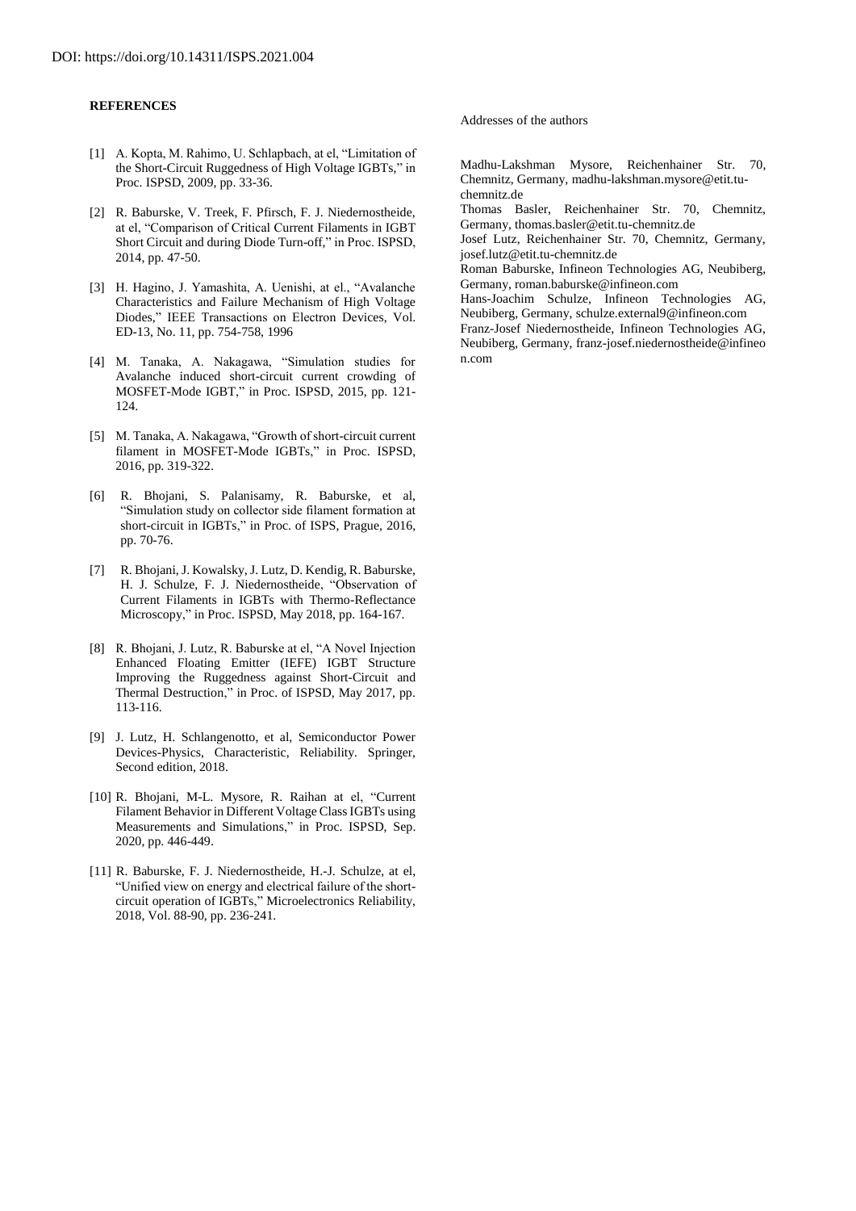DOI: https://doi.org/10.14311/ISPS.2021.004

**REFERENCES**

[1] A. Kopta, M. Rahimo, U. Schlapbach, at el, "Limitation of the Short-Circuit Ruggedness of High Voltage IGBTs," in Proc. ISPSD, 2009, pp. 33-36.

[2] R. Baburske, V. Treek, F. Pfirsch, F. J. Niedernostheide, at el, "Comparison of Critical Current Filaments in IGBT Short Circuit and during Diode Turn-off," in Proc. ISPSD, 2014, pp. 47-50.

[3] H. Hagino, J. Yamashita, A. Uenishi, at el., "Avalanche Characteristics and Failure Mechanism of High Voltage Diodes," IEEE Transactions on Electron Devices, Vol. ED-13, No. 11, pp. 754-758, 1996

[4] M. Tanaka, A. Nakagawa, "Simulation studies for Avalanche induced short-circuit current crowding of MOSFET-Mode IGBT," in Proc. ISPSD, 2015, pp. 121-124.

[5] M. Tanaka, A. Nakagawa, "Growth of short-circuit current filament in MOSFET-Mode IGBTs," in Proc. ISPSD, 2016, pp. 319-322.

[6] R. Bhojani, S. Palanisamy, R. Baburske, et al, "Simulation study on collector side filament formation at short-circuit in IGBTs," in Proc. of ISPS, Prague, 2016, pp. 70-76.

[7] R. Bhojani, J. Kowalsky, J. Lutz, D. Kendig, R. Baburske, H. J. Schulze, F. J. Niedernostheide, "Observation of Current Filaments in IGBTs with Thermo-Reflectance Microscopy," in Proc. ISPSD, May 2018, pp. 164-167.

[8] R. Bhojani, J. Lutz, R. Baburske at el, "A Novel Injection Enhanced Floating Emitter (IEFE) IGBT Structure Improving the Ruggedness against Short-Circuit and Thermal Destruction," in Proc. of ISPSD, May 2017, pp. 113-116.

[9] J. Lutz, H. Schlangenotto, et al, Semiconductor Power Devices-Physics, Characteristic, Reliability. Springer, Second edition, 2018.

[10] R. Bhojani, M-L. Mysore, R. Raihan at el, "Current Filament Behavior in Different Voltage Class IGBTs using Measurements and Simulations," in Proc. ISPSD, Sep. 2020, pp. 446-449.

[11] R. Baburske, F. J. Niedernostheide, H.-J. Schulze, at el, "Unified view on energy and electrical failure of the short-circuit operation of IGBTs," Microelectronics Reliability, 2018, Vol. 88-90, pp. 236-241.

Addresses of the authors

Madhu-Lakshman Mysore, Reichenhainer Str. 70, Chemnitz, Germany, madhu-lakshman.mysore@etit.tu-chemnitz.de

Thomas Basler, Reichenhainer Str. 70, Chemnitz, Germany, thomas.basler@etit.tu-chemnitz.de

Josef Lutz, Reichenhainer Str. 70, Chemnitz, Germany, josef.lutz@etit.tu-chemnitz.de

Roman Baburske, Infineon Technologies AG, Neubiberg, Germany, roman.baburske@infineon.com

Hans-Joachim Schulze, Infineon Technologies AG, Neubiberg, Germany, schulze.external9@infineon.com

Franz-Josef Niedernostheide, Infineon Technologies AG, Neubiberg, Germany, franz-josef.niedernostheide@infineon.com